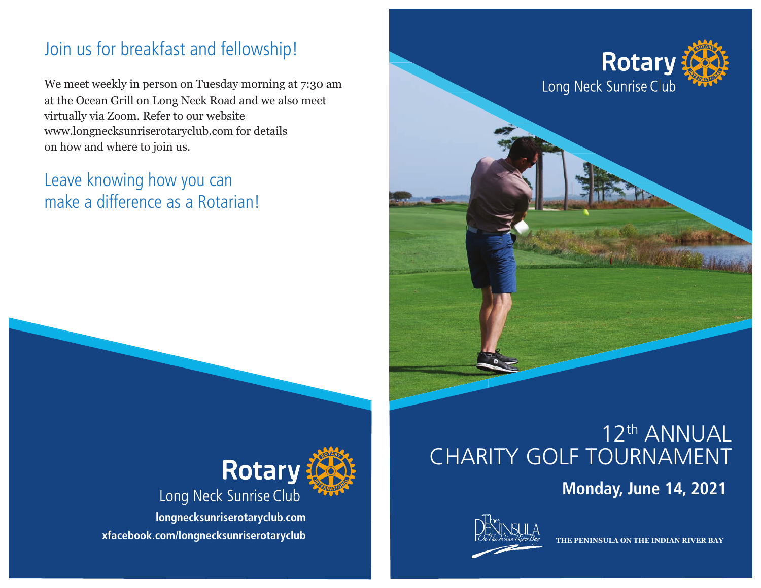## Join us for breakfast and fellowship!

We meet weekly in person on Tuesday morning at 7:30 am at the Ocean Grill on Long Neck Road and we also meet virtually via Zoom. Refer to our website www.longnecksunriserotaryclub.com for details on how and where to join us.

## Leave knowing how you can make a difference as a Rotarian!

**Rotary**
Long Neck Sunrise Club

**longnecksunriserotaryclub.com**
**xfacebook.com/longnecksunriserotaryclub**

**Rotary**
Long Neck Sunrise Club

# 12th ANNUAL CHARITY GOLF TOURNAMENT

**Monday, June 14, 2021**

The Peninsula On The Indian River Bay

**THE PENINSULA ON THE INDIAN RIVER BAY**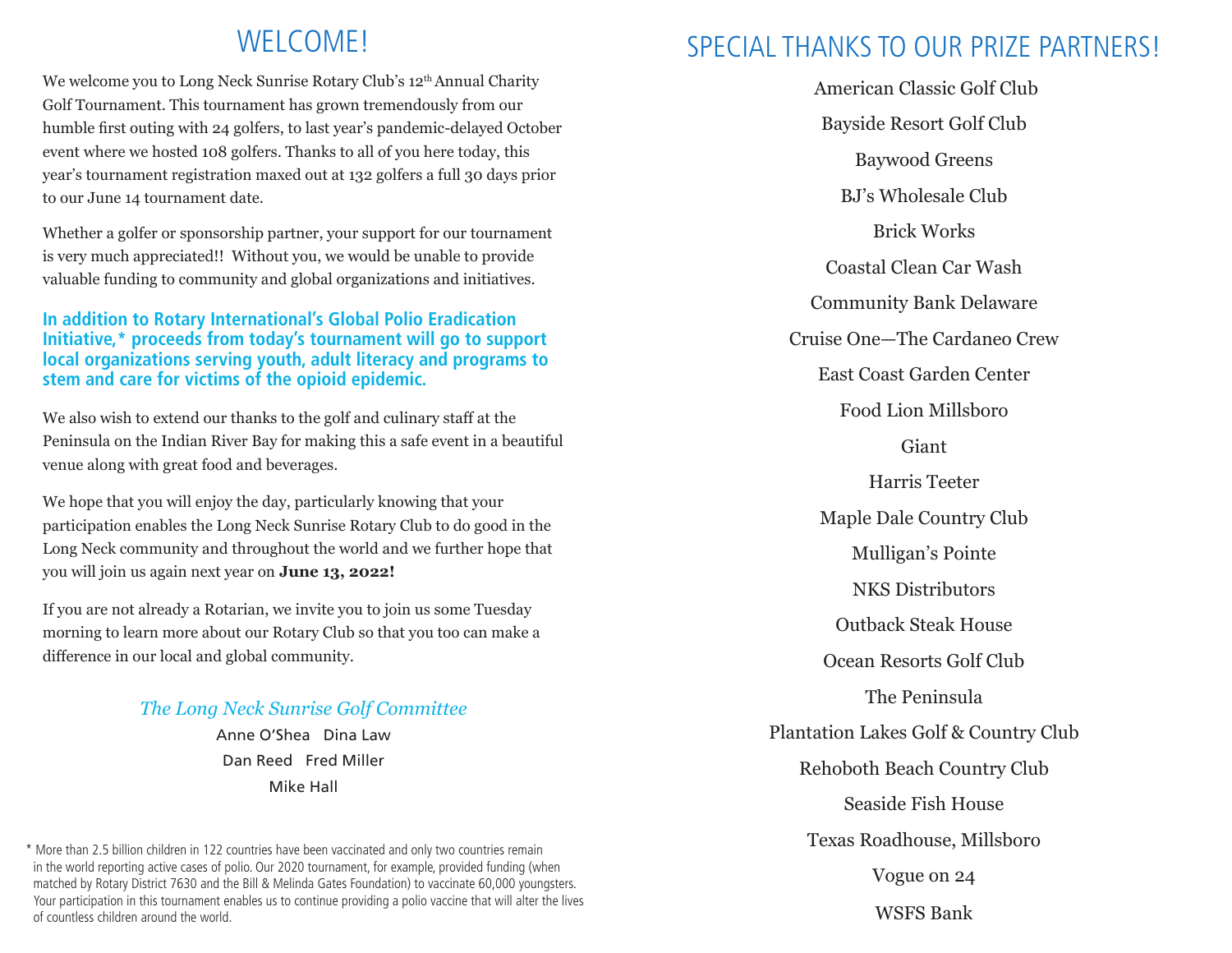# WELCOME!

We welcome you to Long Neck Sunrise Rotary Club's 12th Annual Charity Golf Tournament. This tournament has grown tremendously from our humble first outing with 24 golfers, to last year's pandemic-delayed October event where we hosted 108 golfers. Thanks to all of you here today, this year's tournament registration maxed out at 132 golfers a full 30 days prior to our June 14 tournament date.

Whether a golfer or sponsorship partner, your support for our tournament is very much appreciated!! Without you, we would be unable to provide valuable funding to community and global organizations and initiatives.

**In addition to Rotary International's Global Polio Eradication Initiative,* proceeds from today's tournament will go to support local organizations serving youth, adult literacy and programs to stem and care for victims of the opioid epidemic.**

We also wish to extend our thanks to the golf and culinary staff at the Peninsula on the Indian River Bay for making this a safe event in a beautiful venue along with great food and beverages.

We hope that you will enjoy the day, particularly knowing that your participation enables the Long Neck Sunrise Rotary Club to do good in the Long Neck community and throughout the world and we further hope that you will join us again next year on **June 13, 2022!**

If you are not already a Rotarian, we invite you to join us some Tuesday morning to learn more about our Rotary Club so that you too can make a difference in our local and global community.

*The Long Neck Sunrise Golf Committee*

Anne O'Shea   Dina Law
Dan Reed   Fred Miller
Mike Hall

* More than 2.5 billion children in 122 countries have been vaccinated and only two countries remain in the world reporting active cases of polio. Our 2020 tournament, for example, provided funding (when matched by Rotary District 7630 and the Bill & Melinda Gates Foundation) to vaccinate 60,000 youngsters. Your participation in this tournament enables us to continue providing a polio vaccine that will alter the lives of countless children around the world.

# SPECIAL THANKS TO OUR PRIZE PARTNERS!

American Classic Golf Club

Bayside Resort Golf Club

Baywood Greens

BJ's Wholesale Club

Brick Works

Coastal Clean Car Wash

Community Bank Delaware

Cruise One—The Cardaneo Crew

East Coast Garden Center

Food Lion Millsboro

Giant

Harris Teeter

Maple Dale Country Club

Mulligan's Pointe

NKS Distributors

Outback Steak House

Ocean Resorts Golf Club

The Peninsula

Plantation Lakes Golf & Country Club

Rehoboth Beach Country Club

Seaside Fish House

Texas Roadhouse, Millsboro

Vogue on 24

WSFS Bank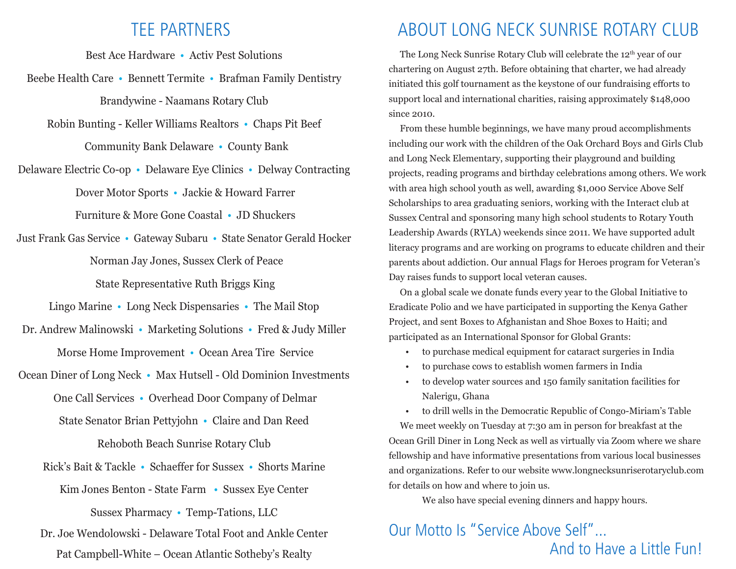## TEE PARTNERS

Best Ace Hardware • Activ Pest Solutions

Beebe Health Care • Bennett Termite • Brafman Family Dentistry

Brandywine - Naamans Rotary Club

Robin Bunting - Keller Williams Realtors • Chaps Pit Beef

Community Bank Delaware • County Bank

Delaware Electric Co-op • Delaware Eye Clinics • Delway Contracting

Dover Motor Sports • Jackie & Howard Farrer

Furniture & More Gone Coastal • JD Shuckers

Just Frank Gas Service • Gateway Subaru • State Senator Gerald Hocker

Norman Jay Jones, Sussex Clerk of Peace

State Representative Ruth Briggs King

Lingo Marine • Long Neck Dispensaries • The Mail Stop

Dr. Andrew Malinowski • Marketing Solutions • Fred & Judy Miller

Morse Home Improvement • Ocean Area Tire Service

Ocean Diner of Long Neck • Max Hutsell - Old Dominion Investments

One Call Services • Overhead Door Company of Delmar

State Senator Brian Pettyjohn • Claire and Dan Reed

Rehoboth Beach Sunrise Rotary Club

Rick's Bait & Tackle • Schaeffer for Sussex • Shorts Marine

Kim Jones Benton - State Farm • Sussex Eye Center

Sussex Pharmacy • Temp-Tations, LLC

Dr. Joe Wendolowski - Delaware Total Foot and Ankle Center

Pat Campbell-White – Ocean Atlantic Sotheby's Realty

## ABOUT LONG NECK SUNRISE ROTARY CLUB

The Long Neck Sunrise Rotary Club will celebrate the 12th year of our chartering on August 27th. Before obtaining that charter, we had already initiated this golf tournament as the keystone of our fundraising efforts to support local and international charities, raising approximately $148,000 since 2010.

From these humble beginnings, we have many proud accomplishments including our work with the children of the Oak Orchard Boys and Girls Club and Long Neck Elementary, supporting their playground and building projects, reading programs and birthday celebrations among others. We work with area high school youth as well, awarding $1,000 Service Above Self Scholarships to area graduating seniors, working with the Interact club at Sussex Central and sponsoring many high school students to Rotary Youth Leadership Awards (RYLA) weekends since 2011. We have supported adult literacy programs and are working on programs to educate children and their parents about addiction. Our annual Flags for Heroes program for Veteran's Day raises funds to support local veteran causes.

On a global scale we donate funds every year to the Global Initiative to Eradicate Polio and we have participated in supporting the Kenya Gather Project, and sent Boxes to Afghanistan and Shoe Boxes to Haiti; and participated as an International Sponsor for Global Grants:

- to purchase medical equipment for cataract surgeries in India
- to purchase cows to establish women farmers in India
- to develop water sources and 150 family sanitation facilities for Nalerigu, Ghana
- to drill wells in the Democratic Republic of Congo-Miriam's Table

We meet weekly on Tuesday at 7:30 am in person for breakfast at the Ocean Grill Diner in Long Neck as well as virtually via Zoom where we share fellowship and have informative presentations from various local businesses and organizations. Refer to our website www.longnecksunriserotaryclub.com for details on how and where to join us.

We also have special evening dinners and happy hours.

## Our Motto Is "Service Above Self"... And to Have a Little Fun!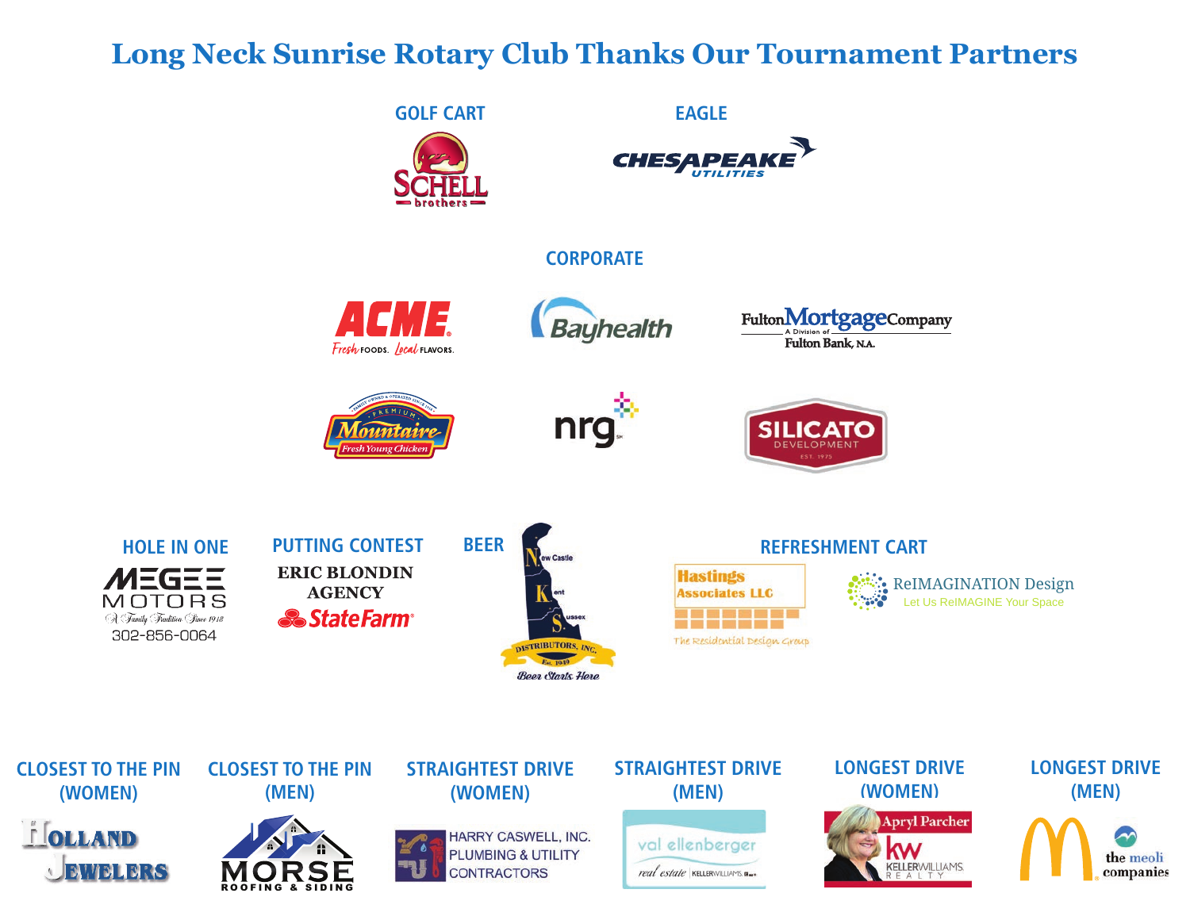# Long Neck Sunrise Rotary Club Thanks Our Tournament Partners

## GOLF CART

SCHELL brothers

## EAGLE

CHESAPEAKE UTILITIES

## CORPORATE

ACME Fresh FOODS. Local FLAVORS.

Bayhealth

Fulton Mortgage Company A Division of Fulton Bank, N.A.

Mountaire Premium Fresh Young Chicken

nrg

SILICATO DEVELOPMENT EST. 1975

## HOLE IN ONE

MEGEE MOTORS
A Family Tradition Since 1918
302-856-0064

## PUTTING CONTEST

ERIC BLONDIN AGENCY
State Farm

## BEER

N New Castle
K Kent
S Sussex
DISTRIBUTORS, INC.
Est. 1949
Beer Starts Here

## REFRESHMENT CART

Hastings Associates LLC
The Residential Design Group

ReIMAGINATION Design
Let Us ReIMAGINE Your Space

## CLOSEST TO THE PIN (WOMEN)

Holland Jewelers

## CLOSEST TO THE PIN (MEN)

MORSE ROOFING & SIDING

## STRAIGHTEST DRIVE (WOMEN)

HARRY CASWELL, INC.
PLUMBING & UTILITY CONTRACTORS

## STRAIGHTEST DRIVE (MEN)

val ellenberger
real estate KELLERWILLIAMS

## LONGEST DRIVE (WOMEN)

Apryl Parcher
kw KELLERWILLIAMS. REALTY

## LONGEST DRIVE (MEN)

McDonald's
the meoli companies